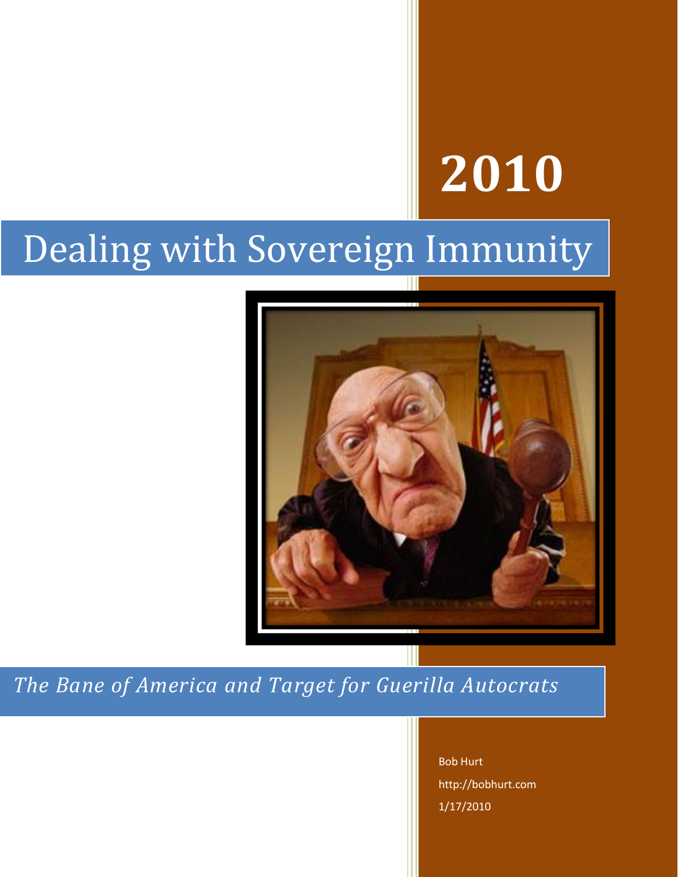# 2010

# Dealing with Sovereign Immunity

*The Bane of America and Target for Guerilla Autocrats*

Bob Hurt

http://bobhurt.com

1/17/2010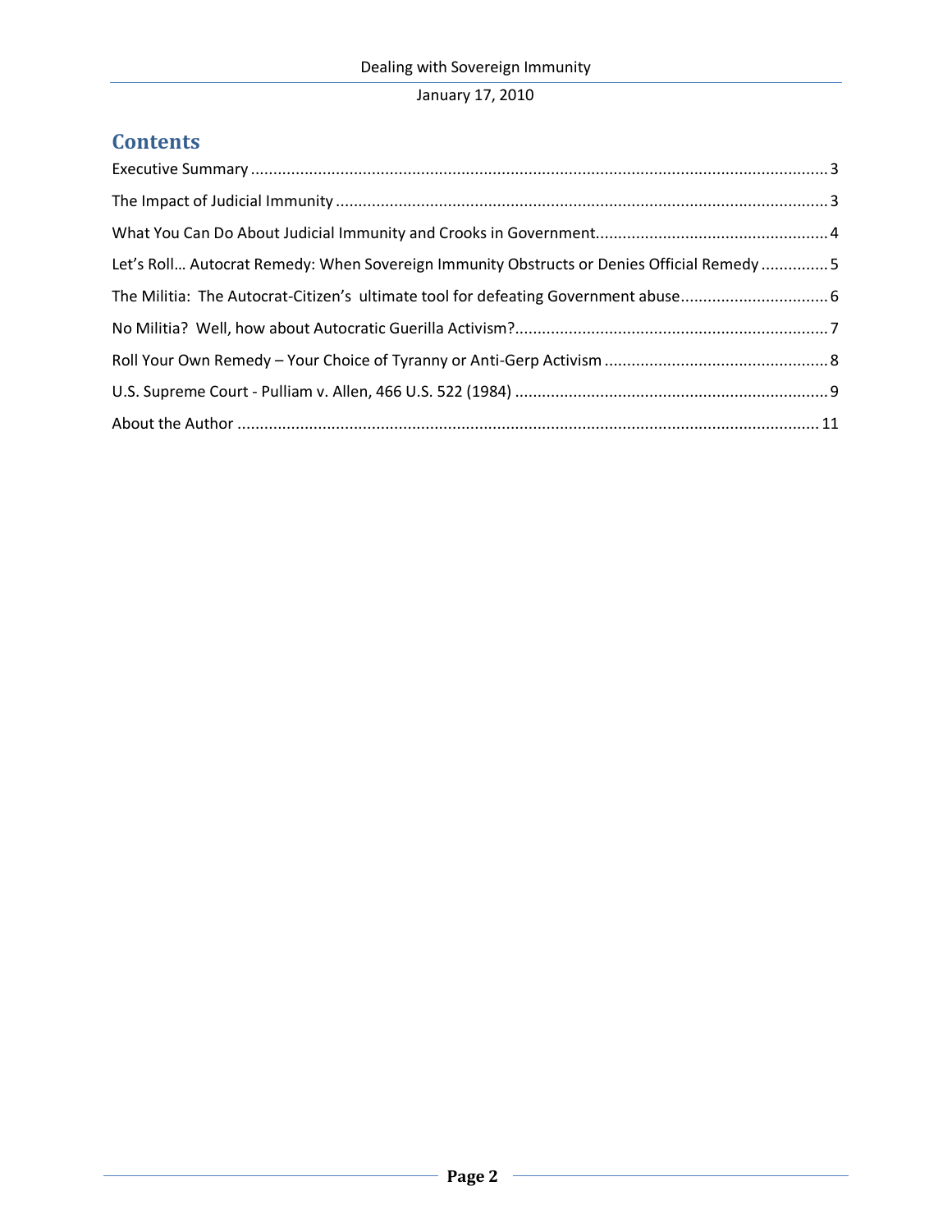# Contents

Executive Summary ........................................................................................................................ 3

The Impact of Judicial Immunity .................................................................................................... 3

What You Can Do About Judicial Immunity and Crooks in Government........................................ 4

Let's Roll… Autocrat Remedy: When Sovereign Immunity Obstructs or Denies Official Remedy ............... 5

The Militia: The Autocrat-Citizen's ultimate tool for defeating Government abuse.................................. 6

No Militia? Well, how about Autocratic Guerilla Activism?...................................................................... 7

Roll Your Own Remedy – Your Choice of Tyranny or Anti-Gerp Activism ................................................. 8

U.S. Supreme Court - Pulliam v. Allen, 466 U.S. 522 (1984) ..................................................................... 9

About the Author ............................................................................................................................ 11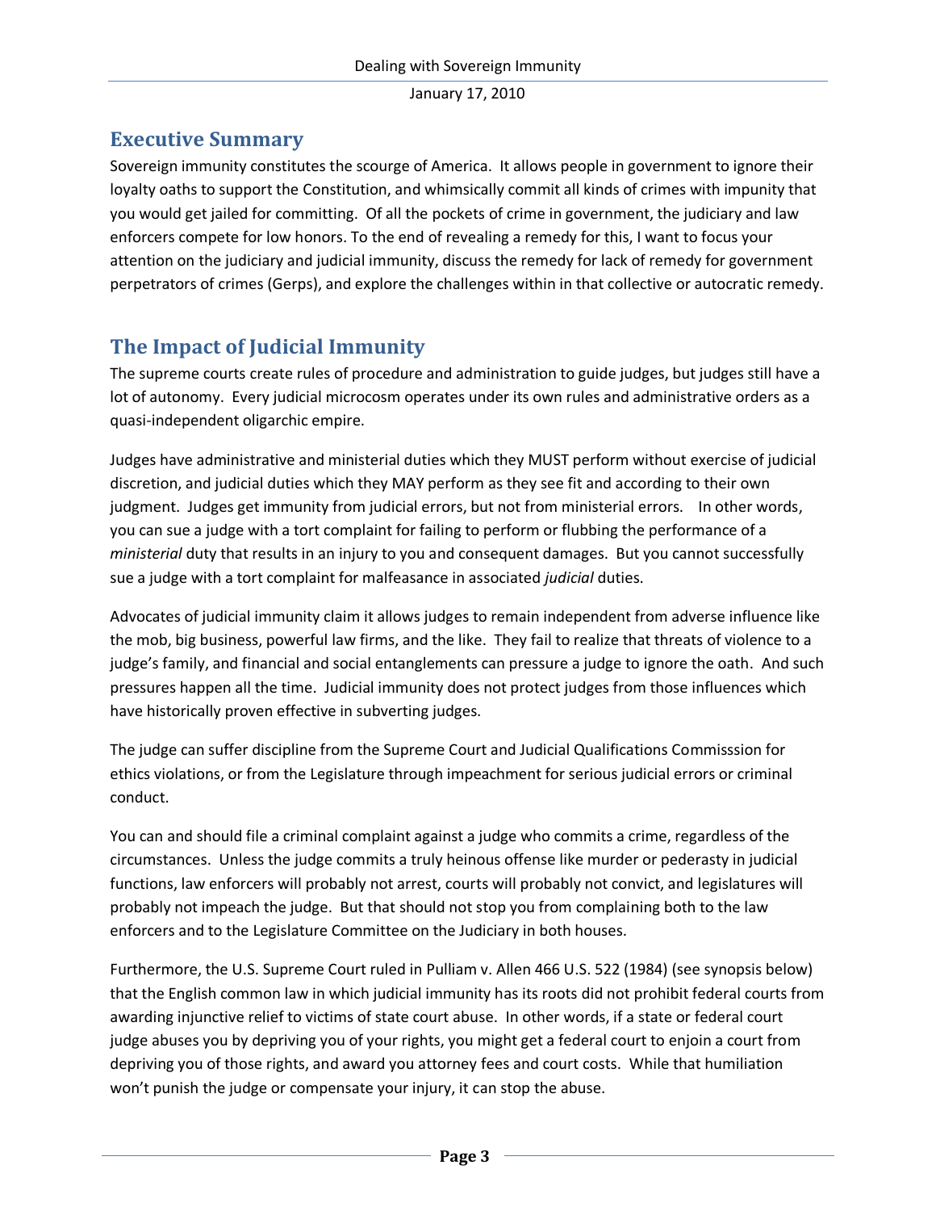## Executive Summary

Sovereign immunity constitutes the scourge of America. It allows people in government to ignore their loyalty oaths to support the Constitution, and whimsically commit all kinds of crimes with impunity that you would get jailed for committing. Of all the pockets of crime in government, the judiciary and law enforcers compete for low honors. To the end of revealing a remedy for this, I want to focus your attention on the judiciary and judicial immunity, discuss the remedy for lack of remedy for government perpetrators of crimes (Gerps), and explore the challenges within in that collective or autocratic remedy.

## The Impact of Judicial Immunity

The supreme courts create rules of procedure and administration to guide judges, but judges still have a lot of autonomy. Every judicial microcosm operates under its own rules and administrative orders as a quasi-independent oligarchic empire.

Judges have administrative and ministerial duties which they MUST perform without exercise of judicial discretion, and judicial duties which they MAY perform as they see fit and according to their own judgment. Judges get immunity from judicial errors, but not from ministerial errors. In other words, you can sue a judge with a tort complaint for failing to perform or flubbing the performance of a *ministerial* duty that results in an injury to you and consequent damages. But you cannot successfully sue a judge with a tort complaint for malfeasance in associated *judicial* duties.

Advocates of judicial immunity claim it allows judges to remain independent from adverse influence like the mob, big business, powerful law firms, and the like. They fail to realize that threats of violence to a judge's family, and financial and social entanglements can pressure a judge to ignore the oath. And such pressures happen all the time. Judicial immunity does not protect judges from those influences which have historically proven effective in subverting judges.

The judge can suffer discipline from the Supreme Court and Judicial Qualifications Commisssion for ethics violations, or from the Legislature through impeachment for serious judicial errors or criminal conduct.

You can and should file a criminal complaint against a judge who commits a crime, regardless of the circumstances. Unless the judge commits a truly heinous offense like murder or pederasty in judicial functions, law enforcers will probably not arrest, courts will probably not convict, and legislatures will probably not impeach the judge. But that should not stop you from complaining both to the law enforcers and to the Legislature Committee on the Judiciary in both houses.

Furthermore, the U.S. Supreme Court ruled in Pulliam v. Allen 466 U.S. 522 (1984) (see synopsis below) that the English common law in which judicial immunity has its roots did not prohibit federal courts from awarding injunctive relief to victims of state court abuse. In other words, if a state or federal court judge abuses you by depriving you of your rights, you might get a federal court to enjoin a court from depriving you of those rights, and award you attorney fees and court costs. While that humiliation won't punish the judge or compensate your injury, it can stop the abuse.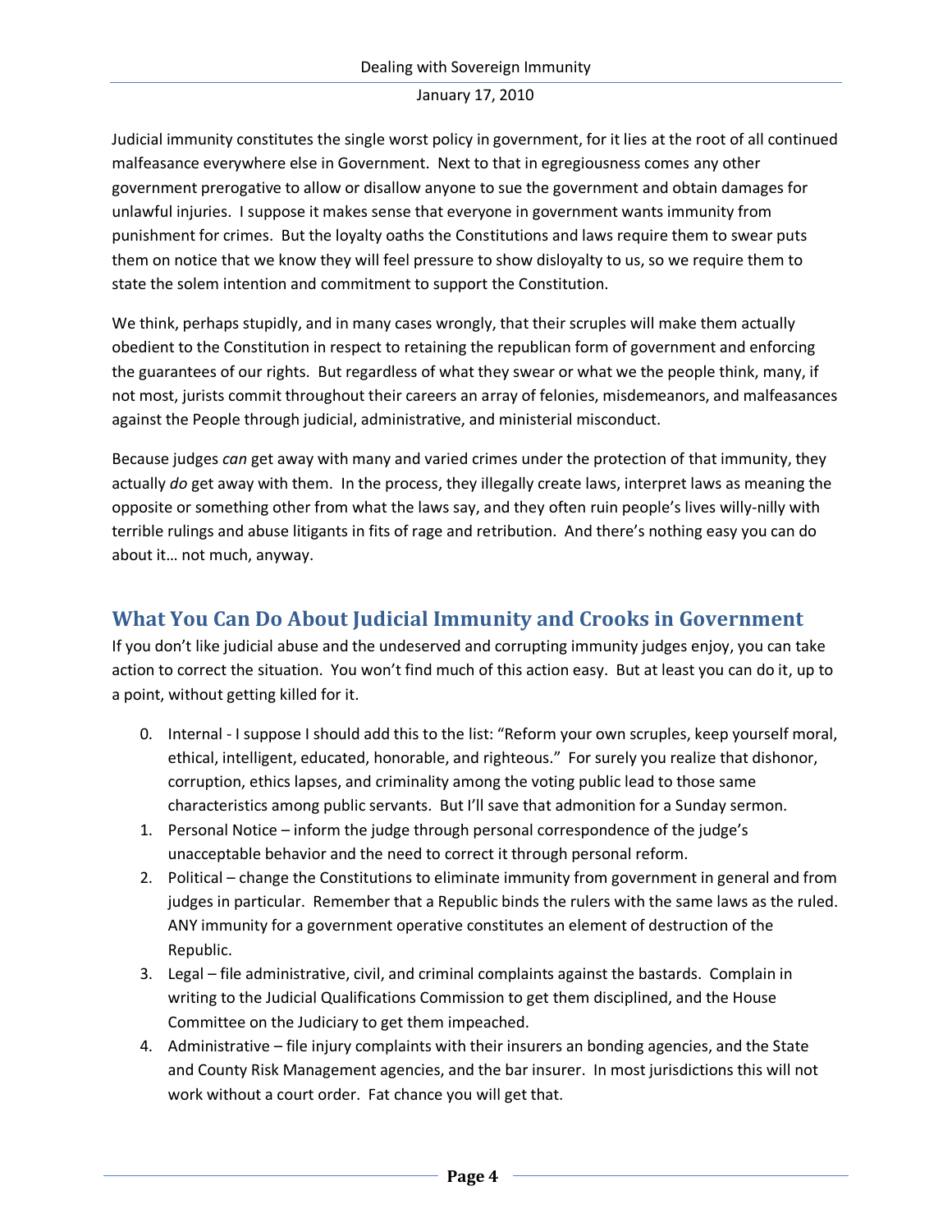Judicial immunity constitutes the single worst policy in government, for it lies at the root of all continued malfeasance everywhere else in Government. Next to that in egregiousness comes any other government prerogative to allow or disallow anyone to sue the government and obtain damages for unlawful injuries. I suppose it makes sense that everyone in government wants immunity from punishment for crimes. But the loyalty oaths the Constitutions and laws require them to swear puts them on notice that we know they will feel pressure to show disloyalty to us, so we require them to state the solem intention and commitment to support the Constitution.

We think, perhaps stupidly, and in many cases wrongly, that their scruples will make them actually obedient to the Constitution in respect to retaining the republican form of government and enforcing the guarantees of our rights. But regardless of what they swear or what we the people think, many, if not most, jurists commit throughout their careers an array of felonies, misdemeanors, and malfeasances against the People through judicial, administrative, and ministerial misconduct.

Because judges *can* get away with many and varied crimes under the protection of that immunity, they actually *do* get away with them. In the process, they illegally create laws, interpret laws as meaning the opposite or something other from what the laws say, and they often ruin people's lives willy-nilly with terrible rulings and abuse litigants in fits of rage and retribution. And there's nothing easy you can do about it… not much, anyway.

## What You Can Do About Judicial Immunity and Crooks in Government

If you don't like judicial abuse and the undeserved and corrupting immunity judges enjoy, you can take action to correct the situation. You won't find much of this action easy. But at least you can do it, up to a point, without getting killed for it.

0. Internal - I suppose I should add this to the list: "Reform your own scruples, keep yourself moral, ethical, intelligent, educated, honorable, and righteous." For surely you realize that dishonor, corruption, ethics lapses, and criminality among the voting public lead to those same characteristics among public servants. But I'll save that admonition for a Sunday sermon.
1. Personal Notice – inform the judge through personal correspondence of the judge's unacceptable behavior and the need to correct it through personal reform.
2. Political – change the Constitutions to eliminate immunity from government in general and from judges in particular. Remember that a Republic binds the rulers with the same laws as the ruled. ANY immunity for a government operative constitutes an element of destruction of the Republic.
3. Legal – file administrative, civil, and criminal complaints against the bastards. Complain in writing to the Judicial Qualifications Commission to get them disciplined, and the House Committee on the Judiciary to get them impeached.
4. Administrative – file injury complaints with their insurers an bonding agencies, and the State and County Risk Management agencies, and the bar insurer. In most jurisdictions this will not work without a court order. Fat chance you will get that.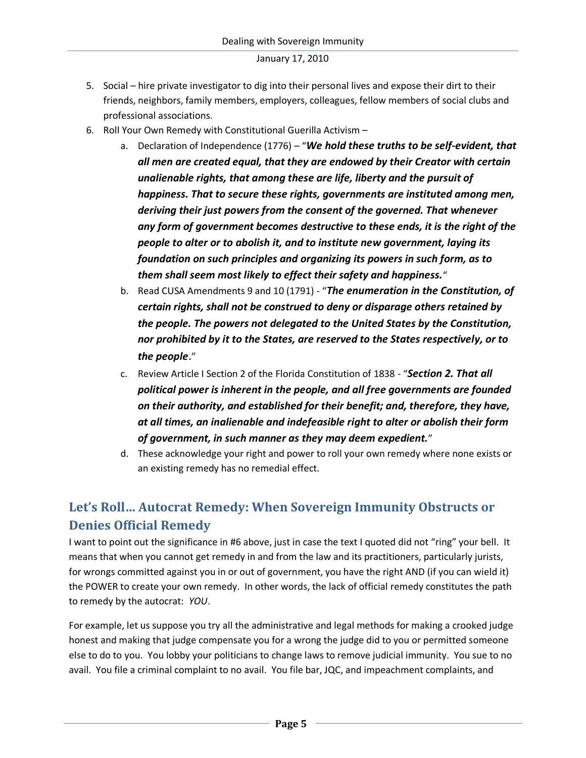5. Social – hire private investigator to dig into their personal lives and expose their dirt to their friends, neighbors, family members, employers, colleagues, fellow members of social clubs and professional associations.
6. Roll Your Own Remedy with Constitutional Guerilla Activism –
    a. Declaration of Independence (1776) – "***We hold these truths to be self-evident, that all men are created equal, that they are endowed by their Creator with certain unalienable rights, that among these are life, liberty and the pursuit of happiness. That to secure these rights, governments are instituted among men, deriving their just powers from the consent of the governed. That whenever any form of government becomes destructive to these ends, it is the right of the people to alter or to abolish it, and to institute new government, laying its foundation on such principles and organizing its powers in such form, as to them shall seem most likely to effect their safety and happiness.***"
    b. Read CUSA Amendments 9 and 10 (1791) - "***The enumeration in the Constitution, of certain rights, shall not be construed to deny or disparage others retained by the people. The powers not delegated to the United States by the Constitution, nor prohibited by it to the States, are reserved to the States respectively, or to the people***."
    c. Review Article I Section 2 of the Florida Constitution of 1838 - "***Section 2. That all political power is inherent in the people, and all free governments are founded on their authority, and established for their benefit; and, therefore, they have, at all times, an inalienable and indefeasible right to alter or abolish their form of government, in such manner as they may deem expedient.***"
    d. These acknowledge your right and power to roll your own remedy where none exists or an existing remedy has no remedial effect.

## Let's Roll… Autocrat Remedy: When Sovereign Immunity Obstructs or Denies Official Remedy

I want to point out the significance in #6 above, just in case the text I quoted did not "ring" your bell. It means that when you cannot get remedy in and from the law and its practitioners, particularly jurists, for wrongs committed against you in or out of government, you have the right AND (if you can wield it) the POWER to create your own remedy. In other words, the lack of official remedy constitutes the path to remedy by the autocrat: *YOU*.

For example, let us suppose you try all the administrative and legal methods for making a crooked judge honest and making that judge compensate you for a wrong the judge did to you or permitted someone else to do to you. You lobby your politicians to change laws to remove judicial immunity. You sue to no avail. You file a criminal complaint to no avail. You file bar, JQC, and impeachment complaints, and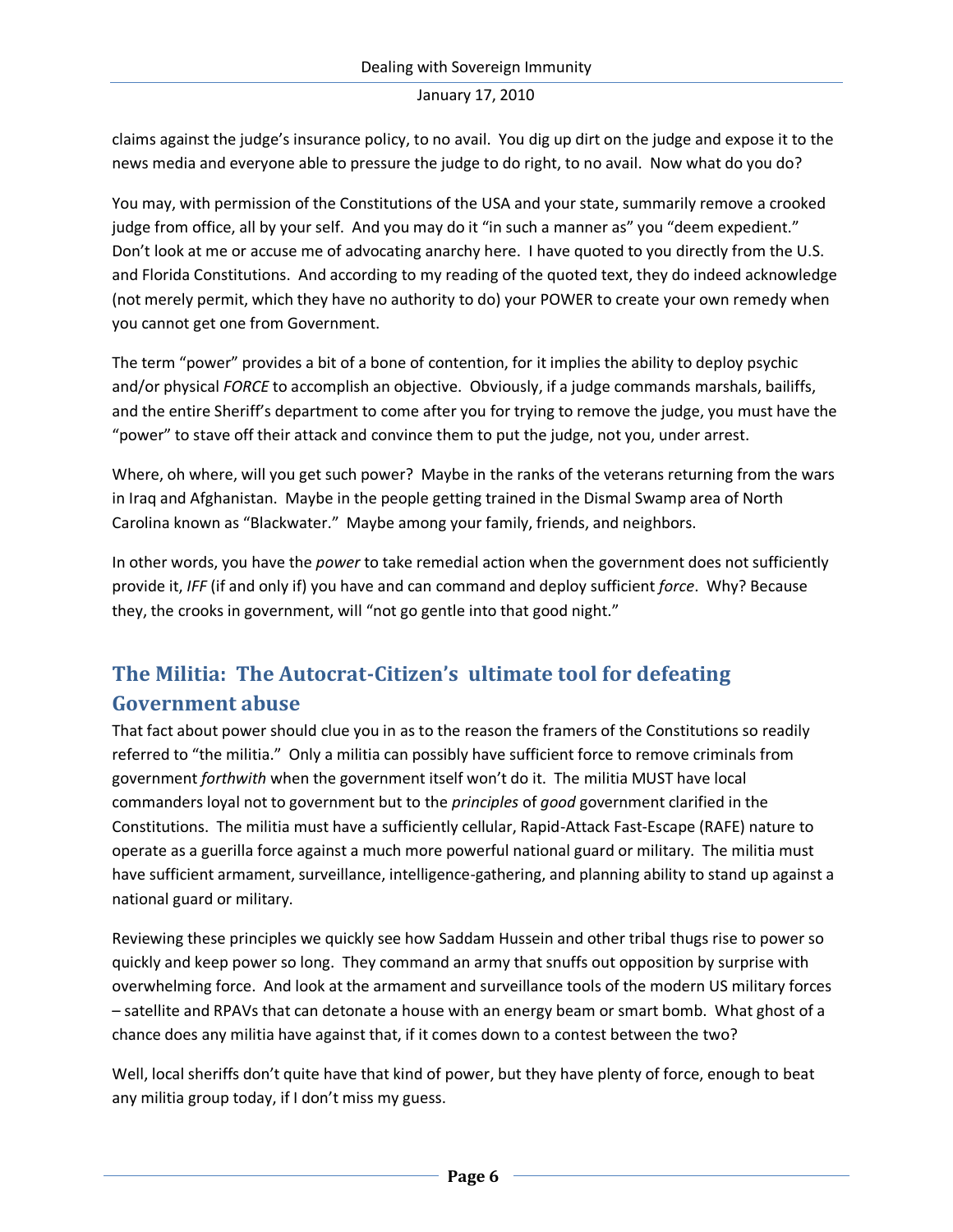claims against the judge's insurance policy, to no avail. You dig up dirt on the judge and expose it to the news media and everyone able to pressure the judge to do right, to no avail. Now what do you do?

You may, with permission of the Constitutions of the USA and your state, summarily remove a crooked judge from office, all by your self. And you may do it "in such a manner as" you "deem expedient." Don't look at me or accuse me of advocating anarchy here. I have quoted to you directly from the U.S. and Florida Constitutions. And according to my reading of the quoted text, they do indeed acknowledge (not merely permit, which they have no authority to do) your POWER to create your own remedy when you cannot get one from Government.

The term "power" provides a bit of a bone of contention, for it implies the ability to deploy psychic and/or physical *FORCE* to accomplish an objective. Obviously, if a judge commands marshals, bailiffs, and the entire Sheriff's department to come after you for trying to remove the judge, you must have the "power" to stave off their attack and convince them to put the judge, not you, under arrest.

Where, oh where, will you get such power? Maybe in the ranks of the veterans returning from the wars in Iraq and Afghanistan. Maybe in the people getting trained in the Dismal Swamp area of North Carolina known as "Blackwater." Maybe among your family, friends, and neighbors.

In other words, you have the *power* to take remedial action when the government does not sufficiently provide it, *IFF* (if and only if) you have and can command and deploy sufficient *force*. Why? Because they, the crooks in government, will "not go gentle into that good night."

## The Militia: The Autocrat-Citizen's ultimate tool for defeating Government abuse

That fact about power should clue you in as to the reason the framers of the Constitutions so readily referred to "the militia." Only a militia can possibly have sufficient force to remove criminals from government *forthwith* when the government itself won't do it. The militia MUST have local commanders loyal not to government but to the *principles* of *good* government clarified in the Constitutions. The militia must have a sufficiently cellular, Rapid-Attack Fast-Escape (RAFE) nature to operate as a guerilla force against a much more powerful national guard or military. The militia must have sufficient armament, surveillance, intelligence-gathering, and planning ability to stand up against a national guard or military.

Reviewing these principles we quickly see how Saddam Hussein and other tribal thugs rise to power so quickly and keep power so long. They command an army that snuffs out opposition by surprise with overwhelming force. And look at the armament and surveillance tools of the modern US military forces – satellite and RPAVs that can detonate a house with an energy beam or smart bomb. What ghost of a chance does any militia have against that, if it comes down to a contest between the two?

Well, local sheriffs don't quite have that kind of power, but they have plenty of force, enough to beat any militia group today, if I don't miss my guess.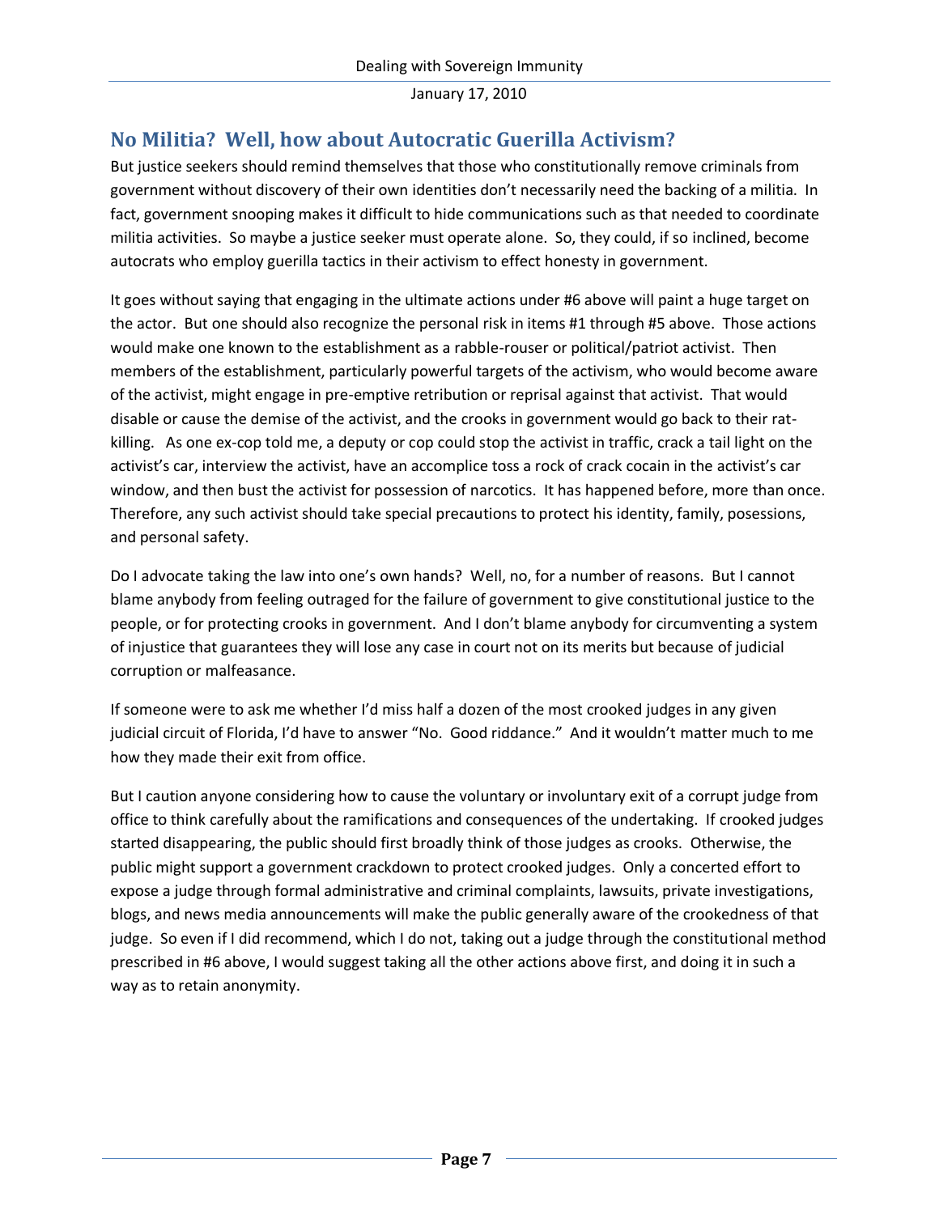## No Militia? Well, how about Autocratic Guerilla Activism?

But justice seekers should remind themselves that those who constitutionally remove criminals from government without discovery of their own identities don't necessarily need the backing of a militia. In fact, government snooping makes it difficult to hide communications such as that needed to coordinate militia activities. So maybe a justice seeker must operate alone. So, they could, if so inclined, become autocrats who employ guerilla tactics in their activism to effect honesty in government.

It goes without saying that engaging in the ultimate actions under #6 above will paint a huge target on the actor. But one should also recognize the personal risk in items #1 through #5 above. Those actions would make one known to the establishment as a rabble-rouser or political/patriot activist. Then members of the establishment, particularly powerful targets of the activism, who would become aware of the activist, might engage in pre-emptive retribution or reprisal against that activist. That would disable or cause the demise of the activist, and the crooks in government would go back to their rat-killing. As one ex-cop told me, a deputy or cop could stop the activist in traffic, crack a tail light on the activist's car, interview the activist, have an accomplice toss a rock of crack cocain in the activist's car window, and then bust the activist for possession of narcotics. It has happened before, more than once. Therefore, any such activist should take special precautions to protect his identity, family, posessions, and personal safety.

Do I advocate taking the law into one's own hands? Well, no, for a number of reasons. But I cannot blame anybody from feeling outraged for the failure of government to give constitutional justice to the people, or for protecting crooks in government. And I don't blame anybody for circumventing a system of injustice that guarantees they will lose any case in court not on its merits but because of judicial corruption or malfeasance.

If someone were to ask me whether I'd miss half a dozen of the most crooked judges in any given judicial circuit of Florida, I'd have to answer "No. Good riddance." And it wouldn't matter much to me how they made their exit from office.

But I caution anyone considering how to cause the voluntary or involuntary exit of a corrupt judge from office to think carefully about the ramifications and consequences of the undertaking. If crooked judges started disappearing, the public should first broadly think of those judges as crooks. Otherwise, the public might support a government crackdown to protect crooked judges. Only a concerted effort to expose a judge through formal administrative and criminal complaints, lawsuits, private investigations, blogs, and news media announcements will make the public generally aware of the crookedness of that judge. So even if I did recommend, which I do not, taking out a judge through the constitutional method prescribed in #6 above, I would suggest taking all the other actions above first, and doing it in such a way as to retain anonymity.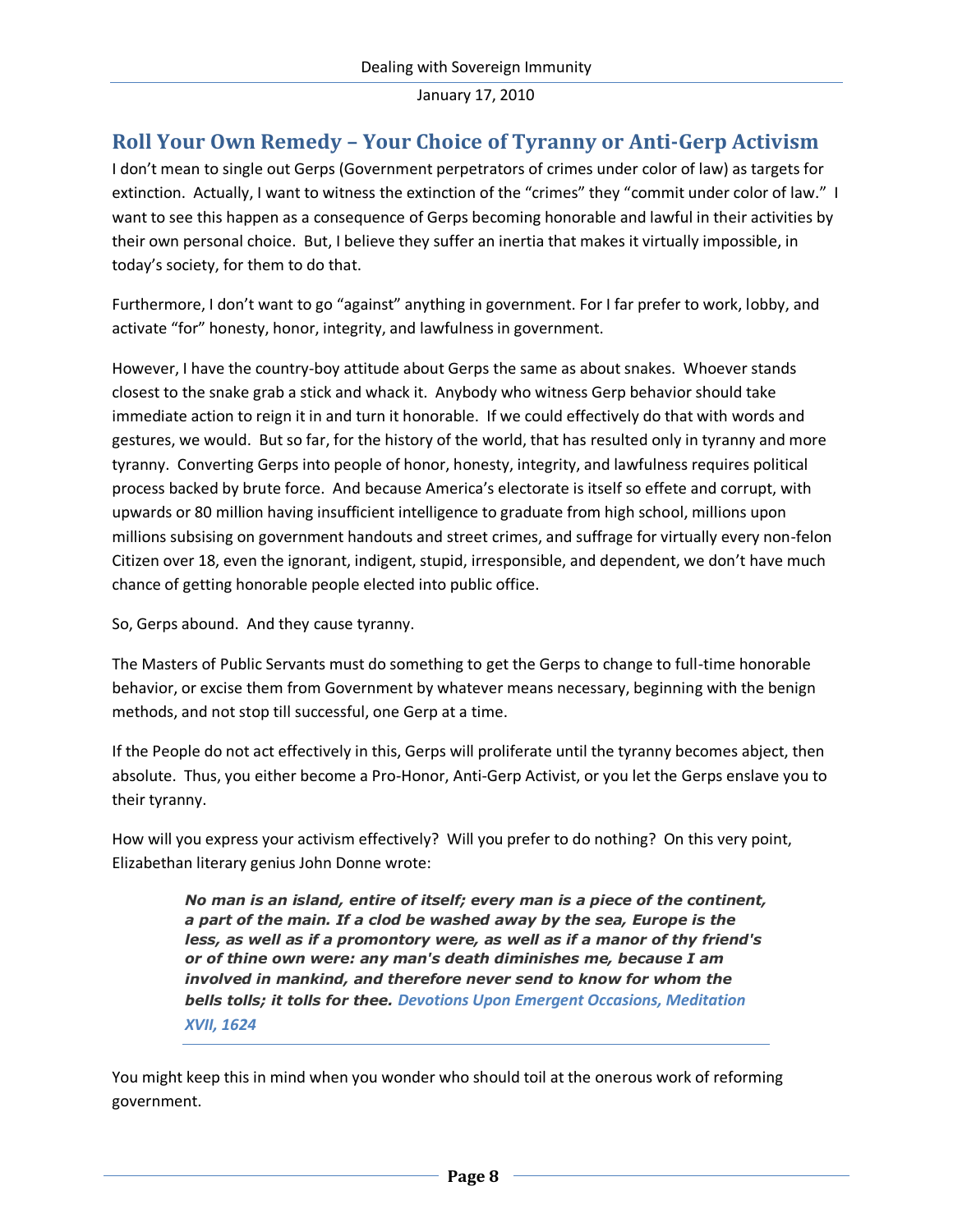## Roll Your Own Remedy – Your Choice of Tyranny or Anti-Gerp Activism

I don't mean to single out Gerps (Government perpetrators of crimes under color of law) as targets for extinction. Actually, I want to witness the extinction of the "crimes" they "commit under color of law." I want to see this happen as a consequence of Gerps becoming honorable and lawful in their activities by their own personal choice. But, I believe they suffer an inertia that makes it virtually impossible, in today's society, for them to do that.

Furthermore, I don't want to go "against" anything in government. For I far prefer to work, lobby, and activate "for" honesty, honor, integrity, and lawfulness in government.

However, I have the country-boy attitude about Gerps the same as about snakes. Whoever stands closest to the snake grab a stick and whack it. Anybody who witness Gerp behavior should take immediate action to reign it in and turn it honorable. If we could effectively do that with words and gestures, we would. But so far, for the history of the world, that has resulted only in tyranny and more tyranny. Converting Gerps into people of honor, honesty, integrity, and lawfulness requires political process backed by brute force. And because America's electorate is itself so effete and corrupt, with upwards or 80 million having insufficient intelligence to graduate from high school, millions upon millions subsising on government handouts and street crimes, and suffrage for virtually every non-felon Citizen over 18, even the ignorant, indigent, stupid, irresponsible, and dependent, we don't have much chance of getting honorable people elected into public office.

So, Gerps abound. And they cause tyranny.

The Masters of Public Servants must do something to get the Gerps to change to full-time honorable behavior, or excise them from Government by whatever means necessary, beginning with the benign methods, and not stop till successful, one Gerp at a time.

If the People do not act effectively in this, Gerps will proliferate until the tyranny becomes abject, then absolute. Thus, you either become a Pro-Honor, Anti-Gerp Activist, or you let the Gerps enslave you to their tyranny.

How will you express your activism effectively? Will you prefer to do nothing? On this very point, Elizabethan literary genius John Donne wrote:

> ***No man is an island, entire of itself; every man is a piece of the continent, a part of the main. If a clod be washed away by the sea, Europe is the less, as well as if a promontory were, as well as if a manor of thy friend's or of thine own were: any man's death diminishes me, because I am involved in mankind, and therefore never send to know for whom the bells tolls; it tolls for thee.*** ***Devotions Upon Emergent Occasions, Meditation XVII, 1624***

You might keep this in mind when you wonder who should toil at the onerous work of reforming government.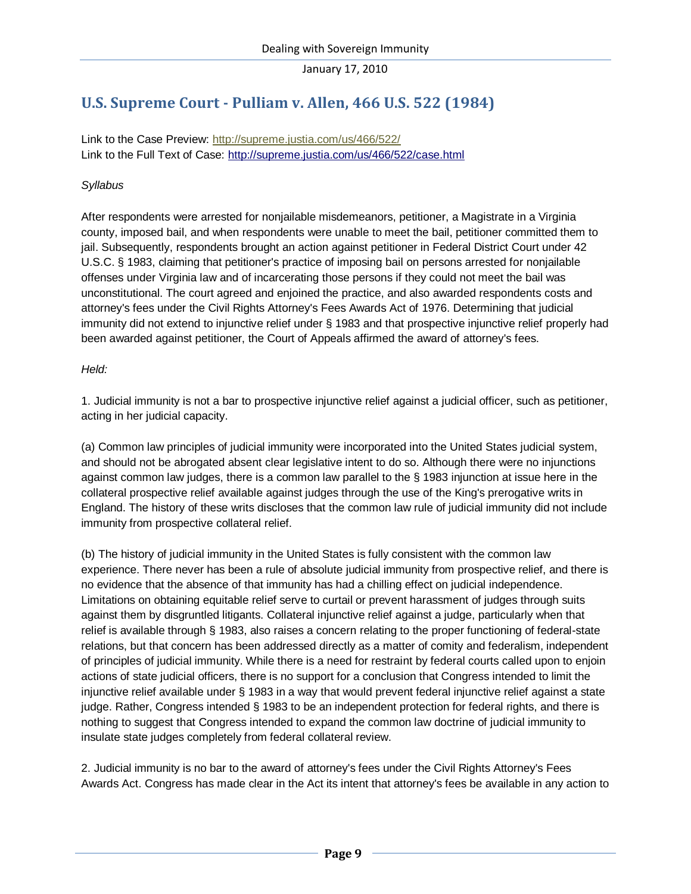## U.S. Supreme Court - Pulliam v. Allen, 466 U.S. 522 (1984)

Link to the Case Preview: http://supreme.justia.com/us/466/522/
Link to the Full Text of Case: http://supreme.justia.com/us/466/522/case.html

*Syllabus*

After respondents were arrested for nonjailable misdemeanors, petitioner, a Magistrate in a Virginia county, imposed bail, and when respondents were unable to meet the bail, petitioner committed them to jail. Subsequently, respondents brought an action against petitioner in Federal District Court under 42 U.S.C. § 1983, claiming that petitioner's practice of imposing bail on persons arrested for nonjailable offenses under Virginia law and of incarcerating those persons if they could not meet the bail was unconstitutional. The court agreed and enjoined the practice, and also awarded respondents costs and attorney's fees under the Civil Rights Attorney's Fees Awards Act of 1976. Determining that judicial immunity did not extend to injunctive relief under § 1983 and that prospective injunctive relief properly had been awarded against petitioner, the Court of Appeals affirmed the award of attorney's fees.

*Held:*

1. Judicial immunity is not a bar to prospective injunctive relief against a judicial officer, such as petitioner, acting in her judicial capacity.

(a) Common law principles of judicial immunity were incorporated into the United States judicial system, and should not be abrogated absent clear legislative intent to do so. Although there were no injunctions against common law judges, there is a common law parallel to the § 1983 injunction at issue here in the collateral prospective relief available against judges through the use of the King's prerogative writs in England. The history of these writs discloses that the common law rule of judicial immunity did not include immunity from prospective collateral relief.

(b) The history of judicial immunity in the United States is fully consistent with the common law experience. There never has been a rule of absolute judicial immunity from prospective relief, and there is no evidence that the absence of that immunity has had a chilling effect on judicial independence. Limitations on obtaining equitable relief serve to curtail or prevent harassment of judges through suits against them by disgruntled litigants. Collateral injunctive relief against a judge, particularly when that relief is available through § 1983, also raises a concern relating to the proper functioning of federal-state relations, but that concern has been addressed directly as a matter of comity and federalism, independent of principles of judicial immunity. While there is a need for restraint by federal courts called upon to enjoin actions of state judicial officers, there is no support for a conclusion that Congress intended to limit the injunctive relief available under § 1983 in a way that would prevent federal injunctive relief against a state judge. Rather, Congress intended § 1983 to be an independent protection for federal rights, and there is nothing to suggest that Congress intended to expand the common law doctrine of judicial immunity to insulate state judges completely from federal collateral review.

2. Judicial immunity is no bar to the award of attorney's fees under the Civil Rights Attorney's Fees Awards Act. Congress has made clear in the Act its intent that attorney's fees be available in any action to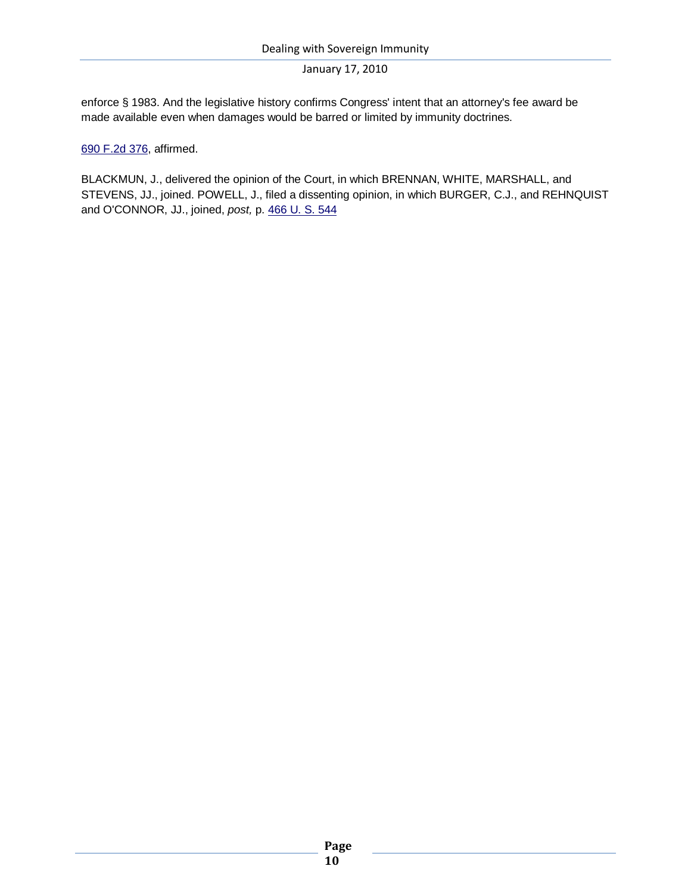enforce § 1983. And the legislative history confirms Congress' intent that an attorney's fee award be made available even when damages would be barred or limited by immunity doctrines.

690 F.2d 376, affirmed.

BLACKMUN, J., delivered the opinion of the Court, in which BRENNAN, WHITE, MARSHALL, and STEVENS, JJ., joined. POWELL, J., filed a dissenting opinion, in which BURGER, C.J., and REHNQUIST and O'CONNOR, JJ., joined, *post,* p. 466 U. S. 544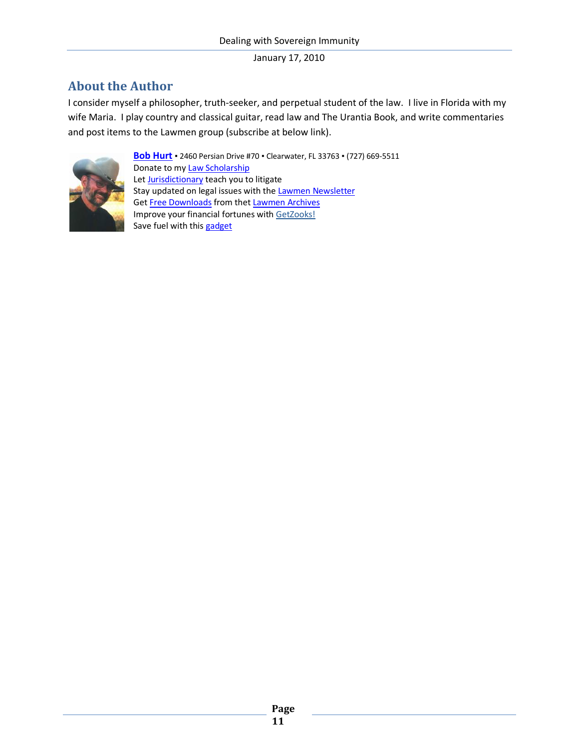## About the Author

I consider myself a philosopher, truth-seeker, and perpetual student of the law. I live in Florida with my wife Maria. I play country and classical guitar, read law and The Urantia Book, and write commentaries and post items to the Lawmen group (subscribe at below link).

**Bob Hurt** ▪ 2460 Persian Drive #70 ▪ Clearwater, FL 33763 ▪ (727) 669-5511
Donate to my Law Scholarship
Let Jurisdictionary teach you to litigate
Stay updated on legal issues with the Lawmen Newsletter
Get Free Downloads from thet Lawmen Archives
Improve your financial fortunes with GetZooks!
Save fuel with this gadget